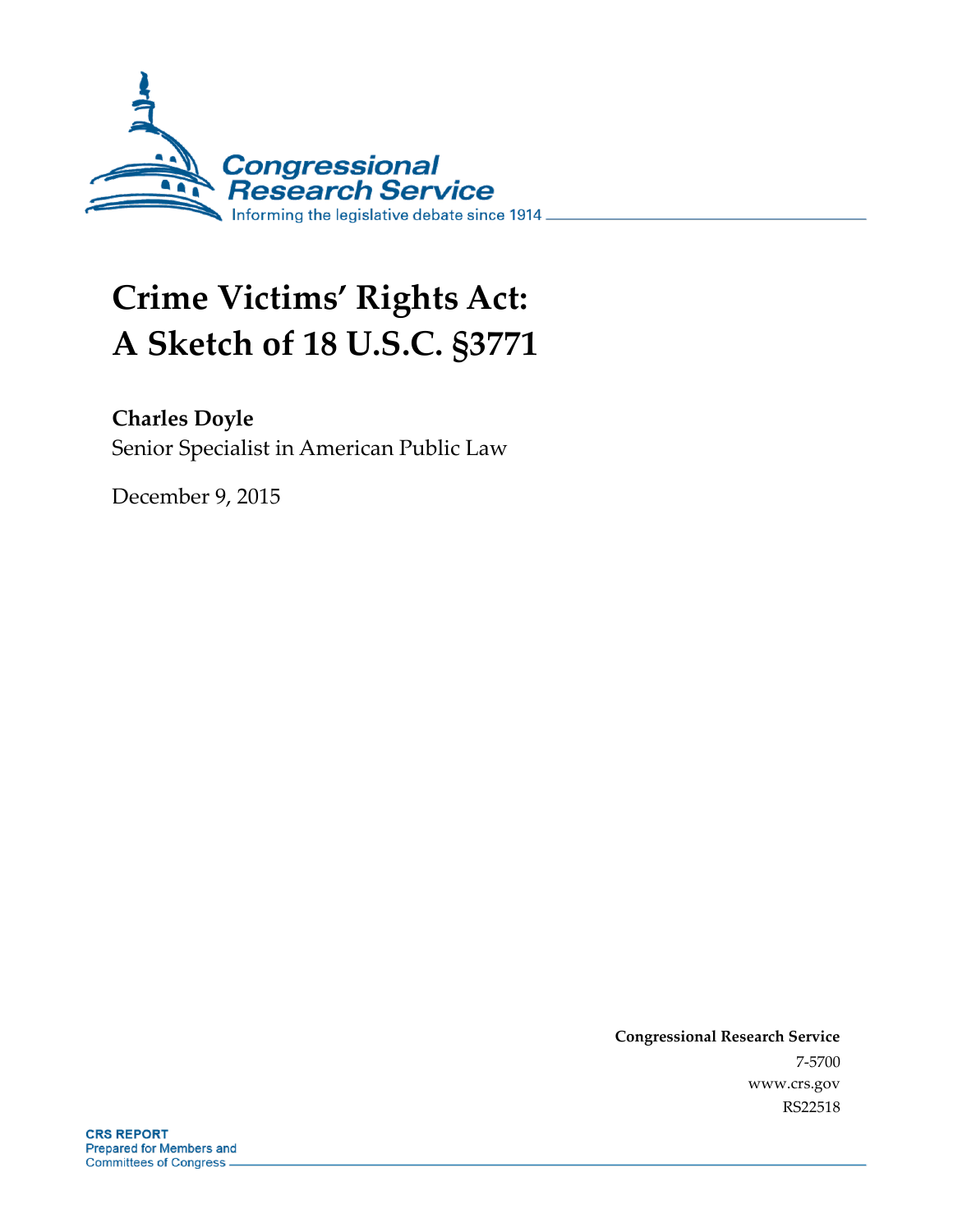# Crime Victims' Rights Act: A Sketch of 18 U.S.C. §3771

**Charles Doyle**
Senior Specialist in American Public Law

December 9, 2015

**Congressional Research Service**
7-5700
www.crs.gov
RS22518

**CRS REPORT**
Prepared for Members and
Committees of Congress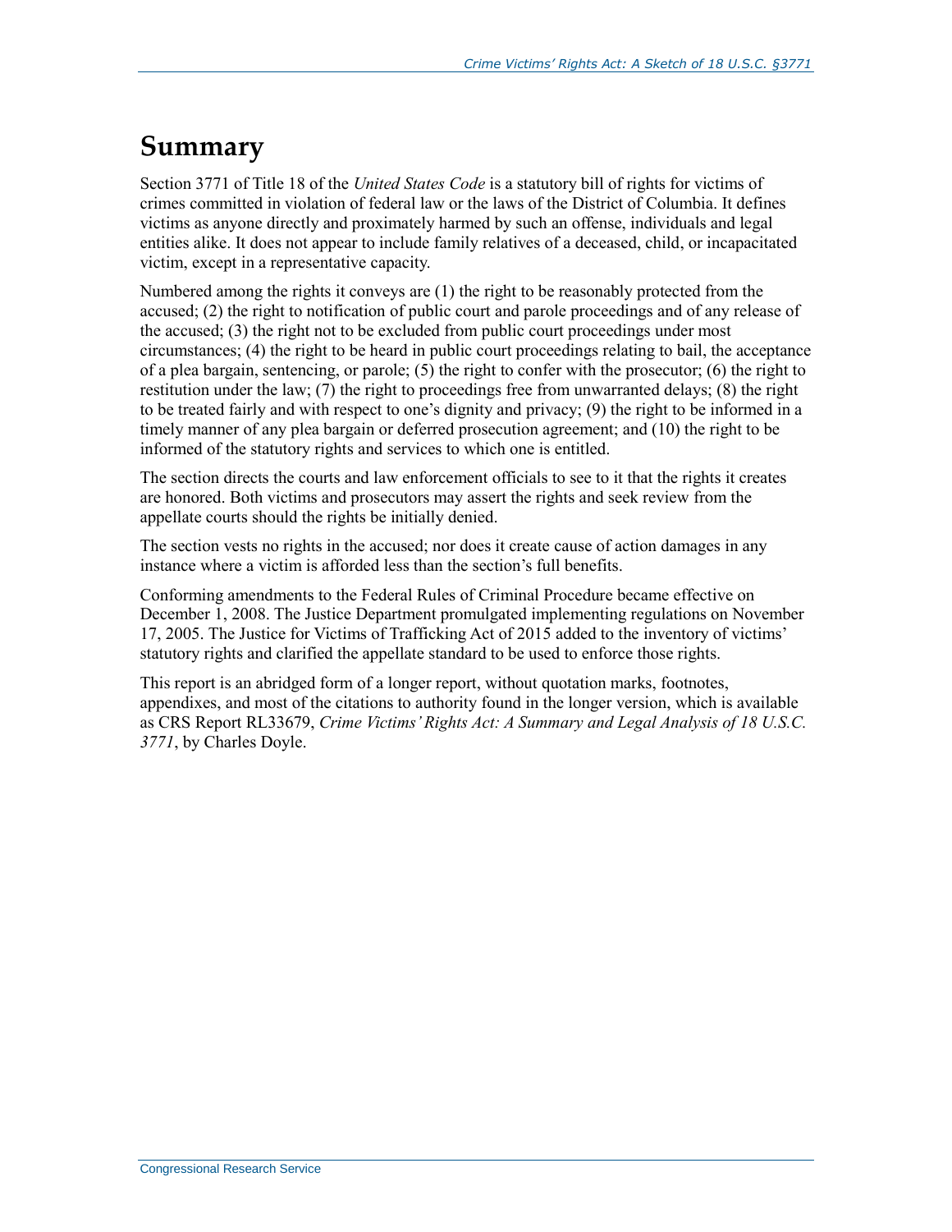# Summary

Section 3771 of Title 18 of the *United States Code* is a statutory bill of rights for victims of crimes committed in violation of federal law or the laws of the District of Columbia. It defines victims as anyone directly and proximately harmed by such an offense, individuals and legal entities alike. It does not appear to include family relatives of a deceased, child, or incapacitated victim, except in a representative capacity.

Numbered among the rights it conveys are (1) the right to be reasonably protected from the accused; (2) the right to notification of public court and parole proceedings and of any release of the accused; (3) the right not to be excluded from public court proceedings under most circumstances; (4) the right to be heard in public court proceedings relating to bail, the acceptance of a plea bargain, sentencing, or parole; (5) the right to confer with the prosecutor; (6) the right to restitution under the law; (7) the right to proceedings free from unwarranted delays; (8) the right to be treated fairly and with respect to one's dignity and privacy; (9) the right to be informed in a timely manner of any plea bargain or deferred prosecution agreement; and (10) the right to be informed of the statutory rights and services to which one is entitled.

The section directs the courts and law enforcement officials to see to it that the rights it creates are honored. Both victims and prosecutors may assert the rights and seek review from the appellate courts should the rights be initially denied.

The section vests no rights in the accused; nor does it create cause of action damages in any instance where a victim is afforded less than the section's full benefits.

Conforming amendments to the Federal Rules of Criminal Procedure became effective on December 1, 2008. The Justice Department promulgated implementing regulations on November 17, 2005. The Justice for Victims of Trafficking Act of 2015 added to the inventory of victims' statutory rights and clarified the appellate standard to be used to enforce those rights.

This report is an abridged form of a longer report, without quotation marks, footnotes, appendixes, and most of the citations to authority found in the longer version, which is available as CRS Report RL33679, *Crime Victims' Rights Act: A Summary and Legal Analysis of 18 U.S.C. 3771*, by Charles Doyle.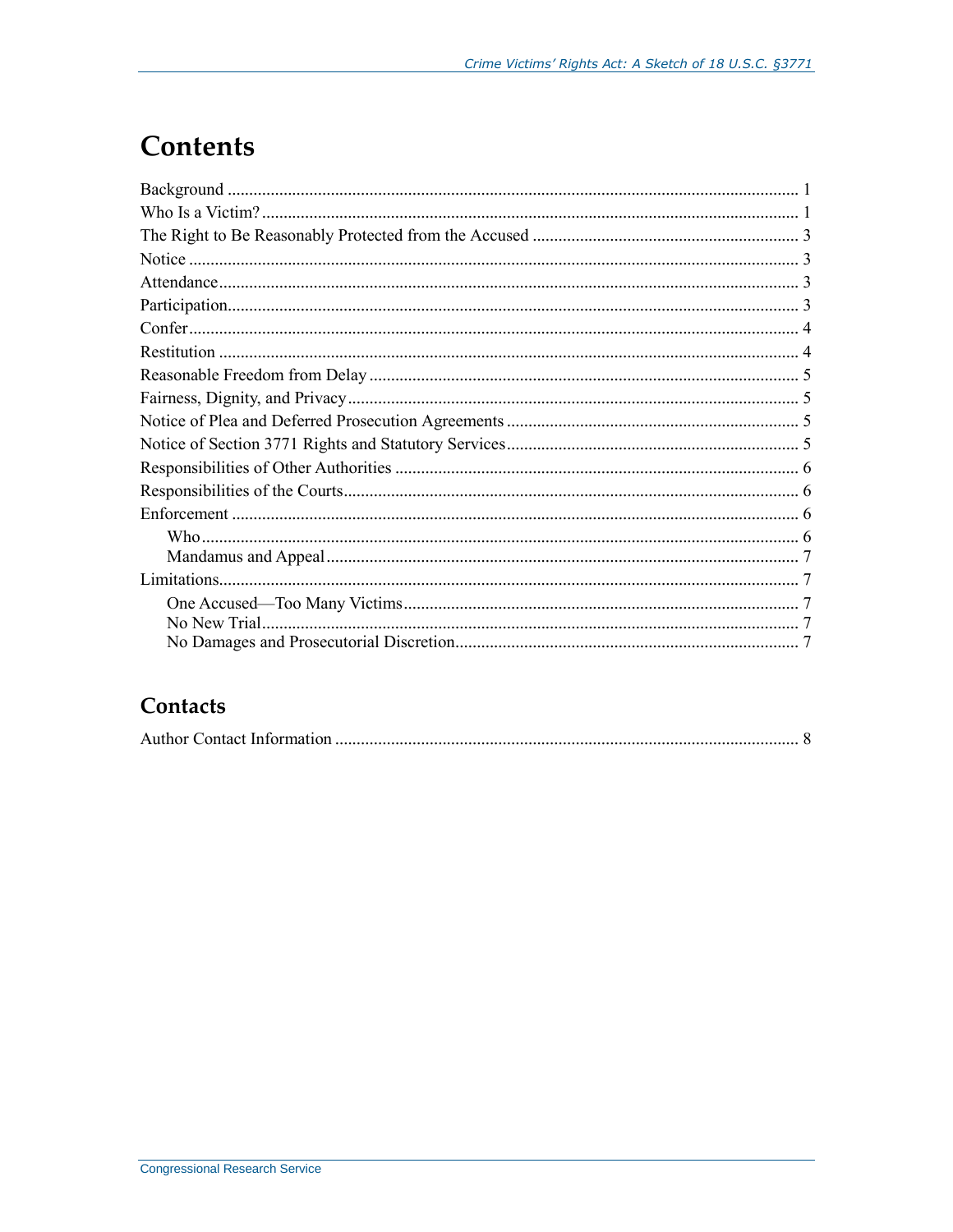# Contents

Background ........................................................................................................................ 1
Who Is a Victim? ................................................................................................................ 1
The Right to Be Reasonably Protected from the Accused ................................................. 3
Notice ................................................................................................................................. 3
Attendance .......................................................................................................................... 3
Participation ........................................................................................................................ 3
Confer .................................................................................................................................. 4
Restitution ........................................................................................................................... 4
Reasonable Freedom from Delay ........................................................................................ 5
Fairness, Dignity, and Privacy ............................................................................................ 5
Notice of Plea and Deferred Prosecution Agreements ........................................................ 5
Notice of Section 3771 Rights and Statutory Services ........................................................ 5
Responsibilities of Other Authorities .................................................................................. 6
Responsibilities of the Courts .............................................................................................. 6
Enforcement ........................................................................................................................ 6
- Who ................................................................................................................................ 6
- Mandamus and Appeal ................................................................................................... 7

Limitations ........................................................................................................................... 7
- One Accused—Too Many Victims ................................................................................. 7
- No New Trial .................................................................................................................. 7
- No Damages and Prosecutorial Discretion ..................................................................... 7

## Contacts

Author Contact Information ................................................................................................ 8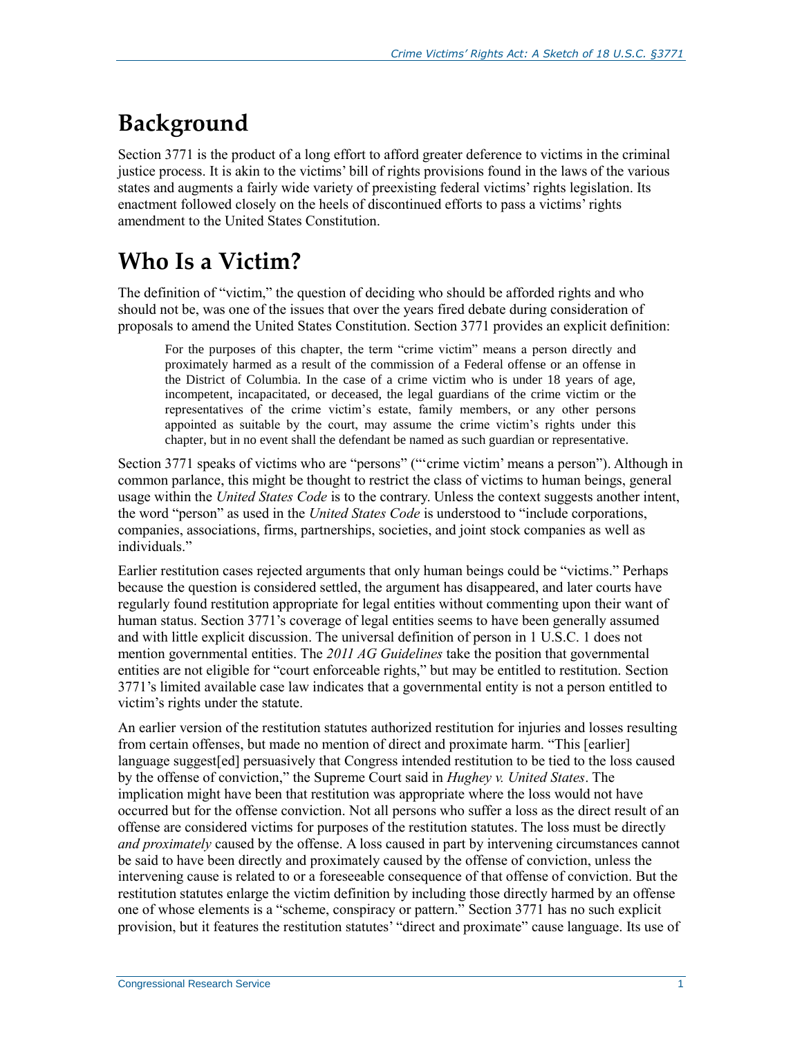## Background

Section 3771 is the product of a long effort to afford greater deference to victims in the criminal justice process. It is akin to the victims' bill of rights provisions found in the laws of the various states and augments a fairly wide variety of preexisting federal victims' rights legislation. Its enactment followed closely on the heels of discontinued efforts to pass a victims' rights amendment to the United States Constitution.

## Who Is a Victim?

The definition of "victim," the question of deciding who should be afforded rights and who should not be, was one of the issues that over the years fired debate during consideration of proposals to amend the United States Constitution. Section 3771 provides an explicit definition:

> For the purposes of this chapter, the term "crime victim" means a person directly and proximately harmed as a result of the commission of a Federal offense or an offense in the District of Columbia. In the case of a crime victim who is under 18 years of age, incompetent, incapacitated, or deceased, the legal guardians of the crime victim or the representatives of the crime victim's estate, family members, or any other persons appointed as suitable by the court, may assume the crime victim's rights under this chapter, but in no event shall the defendant be named as such guardian or representative.

Section 3771 speaks of victims who are "persons" ("'crime victim' means a person"). Although in common parlance, this might be thought to restrict the class of victims to human beings, general usage within the *United States Code* is to the contrary. Unless the context suggests another intent, the word "person" as used in the *United States Code* is understood to "include corporations, companies, associations, firms, partnerships, societies, and joint stock companies as well as individuals."

Earlier restitution cases rejected arguments that only human beings could be "victims." Perhaps because the question is considered settled, the argument has disappeared, and later courts have regularly found restitution appropriate for legal entities without commenting upon their want of human status. Section 3771's coverage of legal entities seems to have been generally assumed and with little explicit discussion. The universal definition of person in 1 U.S.C. 1 does not mention governmental entities. The *2011 AG Guidelines* take the position that governmental entities are not eligible for "court enforceable rights," but may be entitled to restitution. Section 3771's limited available case law indicates that a governmental entity is not a person entitled to victim's rights under the statute.

An earlier version of the restitution statutes authorized restitution for injuries and losses resulting from certain offenses, but made no mention of direct and proximate harm. "This [earlier] language suggest[ed] persuasively that Congress intended restitution to be tied to the loss caused by the offense of conviction," the Supreme Court said in *Hughey v. United States*. The implication might have been that restitution was appropriate where the loss would not have occurred but for the offense conviction. Not all persons who suffer a loss as the direct result of an offense are considered victims for purposes of the restitution statutes. The loss must be directly *and proximately* caused by the offense. A loss caused in part by intervening circumstances cannot be said to have been directly and proximately caused by the offense of conviction, unless the intervening cause is related to or a foreseeable consequence of that offense of conviction. But the restitution statutes enlarge the victim definition by including those directly harmed by an offense one of whose elements is a "scheme, conspiracy or pattern." Section 3771 has no such explicit provision, but it features the restitution statutes' "direct and proximate" cause language. Its use of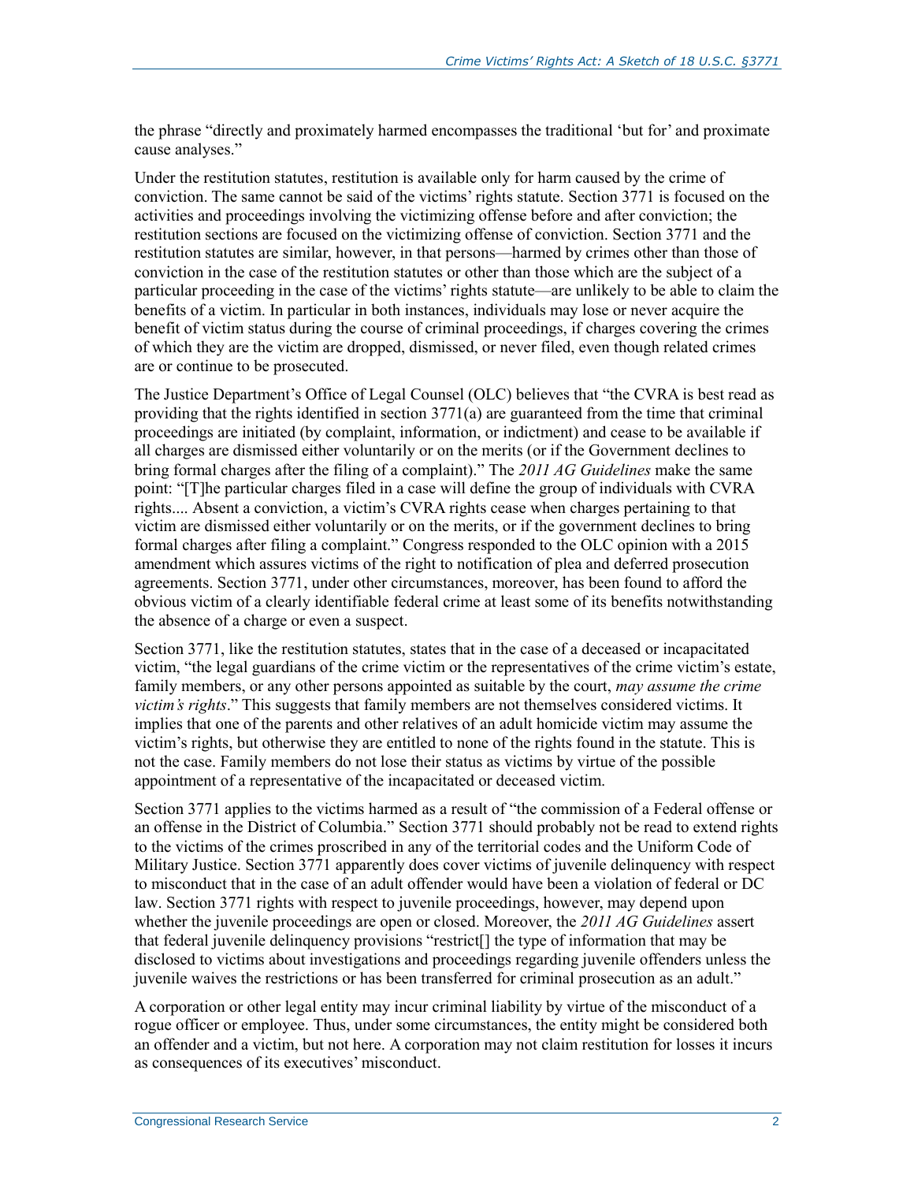the phrase "directly and proximately harmed encompasses the traditional 'but for' and proximate cause analyses."

Under the restitution statutes, restitution is available only for harm caused by the crime of conviction. The same cannot be said of the victims' rights statute. Section 3771 is focused on the activities and proceedings involving the victimizing offense before and after conviction; the restitution sections are focused on the victimizing offense of conviction. Section 3771 and the restitution statutes are similar, however, in that persons—harmed by crimes other than those of conviction in the case of the restitution statutes or other than those which are the subject of a particular proceeding in the case of the victims' rights statute—are unlikely to be able to claim the benefits of a victim. In particular in both instances, individuals may lose or never acquire the benefit of victim status during the course of criminal proceedings, if charges covering the crimes of which they are the victim are dropped, dismissed, or never filed, even though related crimes are or continue to be prosecuted.

The Justice Department's Office of Legal Counsel (OLC) believes that "the CVRA is best read as providing that the rights identified in section 3771(a) are guaranteed from the time that criminal proceedings are initiated (by complaint, information, or indictment) and cease to be available if all charges are dismissed either voluntarily or on the merits (or if the Government declines to bring formal charges after the filing of a complaint)." The *2011 AG Guidelines* make the same point: "[T]he particular charges filed in a case will define the group of individuals with CVRA rights.... Absent a conviction, a victim's CVRA rights cease when charges pertaining to that victim are dismissed either voluntarily or on the merits, or if the government declines to bring formal charges after filing a complaint." Congress responded to the OLC opinion with a 2015 amendment which assures victims of the right to notification of plea and deferred prosecution agreements. Section 3771, under other circumstances, moreover, has been found to afford the obvious victim of a clearly identifiable federal crime at least some of its benefits notwithstanding the absence of a charge or even a suspect.

Section 3771, like the restitution statutes, states that in the case of a deceased or incapacitated victim, "the legal guardians of the crime victim or the representatives of the crime victim's estate, family members, or any other persons appointed as suitable by the court, *may assume the crime victim's rights*." This suggests that family members are not themselves considered victims. It implies that one of the parents and other relatives of an adult homicide victim may assume the victim's rights, but otherwise they are entitled to none of the rights found in the statute. This is not the case. Family members do not lose their status as victims by virtue of the possible appointment of a representative of the incapacitated or deceased victim.

Section 3771 applies to the victims harmed as a result of "the commission of a Federal offense or an offense in the District of Columbia." Section 3771 should probably not be read to extend rights to the victims of the crimes proscribed in any of the territorial codes and the Uniform Code of Military Justice. Section 3771 apparently does cover victims of juvenile delinquency with respect to misconduct that in the case of an adult offender would have been a violation of federal or DC law. Section 3771 rights with respect to juvenile proceedings, however, may depend upon whether the juvenile proceedings are open or closed. Moreover, the *2011 AG Guidelines* assert that federal juvenile delinquency provisions "restrict[] the type of information that may be disclosed to victims about investigations and proceedings regarding juvenile offenders unless the juvenile waives the restrictions or has been transferred for criminal prosecution as an adult."

A corporation or other legal entity may incur criminal liability by virtue of the misconduct of a rogue officer or employee. Thus, under some circumstances, the entity might be considered both an offender and a victim, but not here. A corporation may not claim restitution for losses it incurs as consequences of its executives' misconduct.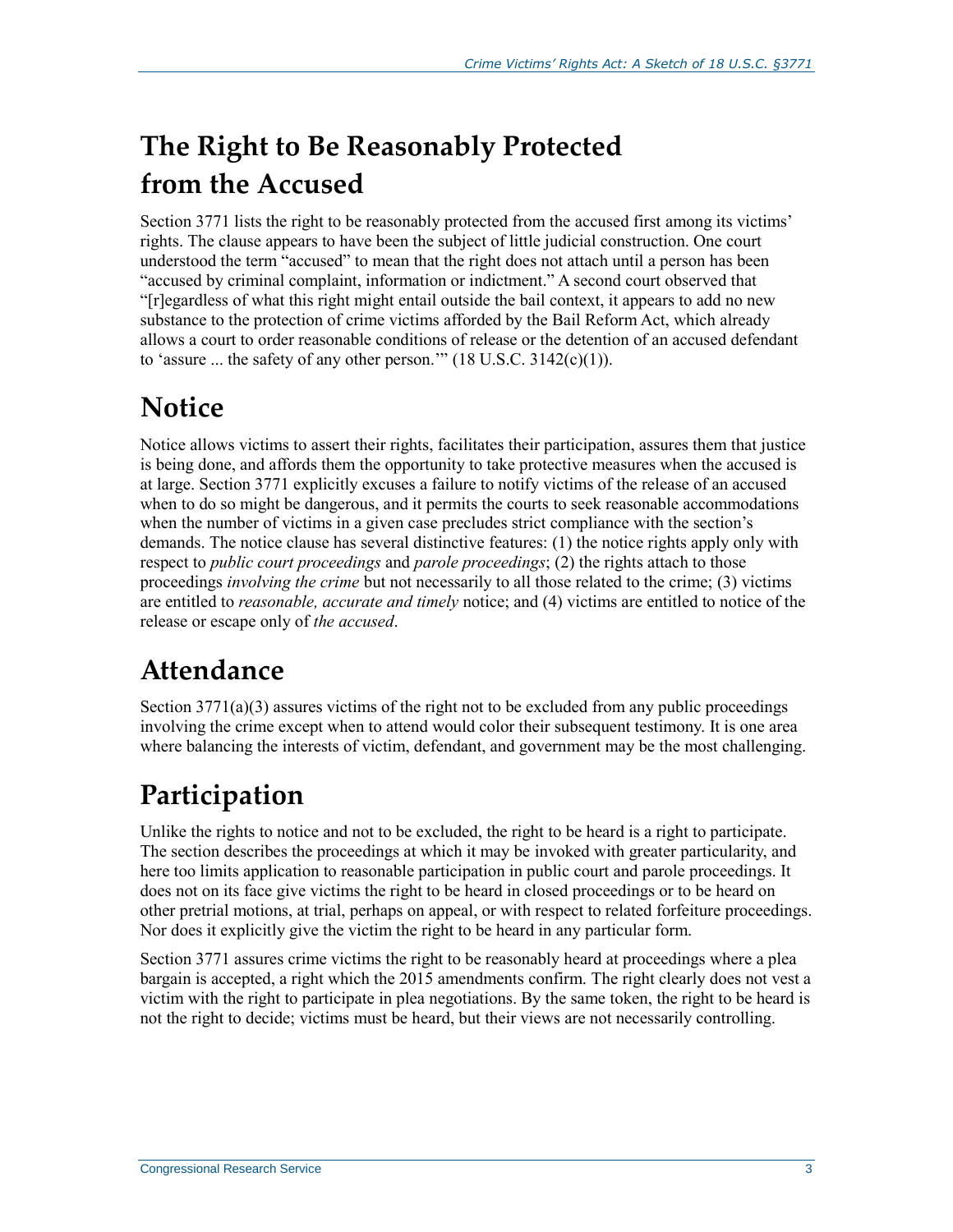## The Right to Be Reasonably Protected from the Accused

Section 3771 lists the right to be reasonably protected from the accused first among its victims' rights. The clause appears to have been the subject of little judicial construction. One court understood the term "accused" to mean that the right does not attach until a person has been "accused by criminal complaint, information or indictment." A second court observed that "[r]egardless of what this right might entail outside the bail context, it appears to add no new substance to the protection of crime victims afforded by the Bail Reform Act, which already allows a court to order reasonable conditions of release or the detention of an accused defendant to 'assure ... the safety of any other person.'" (18 U.S.C. 3142(c)(1)).

## Notice

Notice allows victims to assert their rights, facilitates their participation, assures them that justice is being done, and affords them the opportunity to take protective measures when the accused is at large. Section 3771 explicitly excuses a failure to notify victims of the release of an accused when to do so might be dangerous, and it permits the courts to seek reasonable accommodations when the number of victims in a given case precludes strict compliance with the section's demands. The notice clause has several distinctive features: (1) the notice rights apply only with respect to *public court proceedings* and *parole proceedings*; (2) the rights attach to those proceedings *involving the crime* but not necessarily to all those related to the crime; (3) victims are entitled to *reasonable, accurate and timely* notice; and (4) victims are entitled to notice of the release or escape only of *the accused*.

## Attendance

Section 3771(a)(3) assures victims of the right not to be excluded from any public proceedings involving the crime except when to attend would color their subsequent testimony. It is one area where balancing the interests of victim, defendant, and government may be the most challenging.

## Participation

Unlike the rights to notice and not to be excluded, the right to be heard is a right to participate. The section describes the proceedings at which it may be invoked with greater particularity, and here too limits application to reasonable participation in public court and parole proceedings. It does not on its face give victims the right to be heard in closed proceedings or to be heard on other pretrial motions, at trial, perhaps on appeal, or with respect to related forfeiture proceedings. Nor does it explicitly give the victim the right to be heard in any particular form.

Section 3771 assures crime victims the right to be reasonably heard at proceedings where a plea bargain is accepted, a right which the 2015 amendments confirm. The right clearly does not vest a victim with the right to participate in plea negotiations. By the same token, the right to be heard is not the right to decide; victims must be heard, but their views are not necessarily controlling.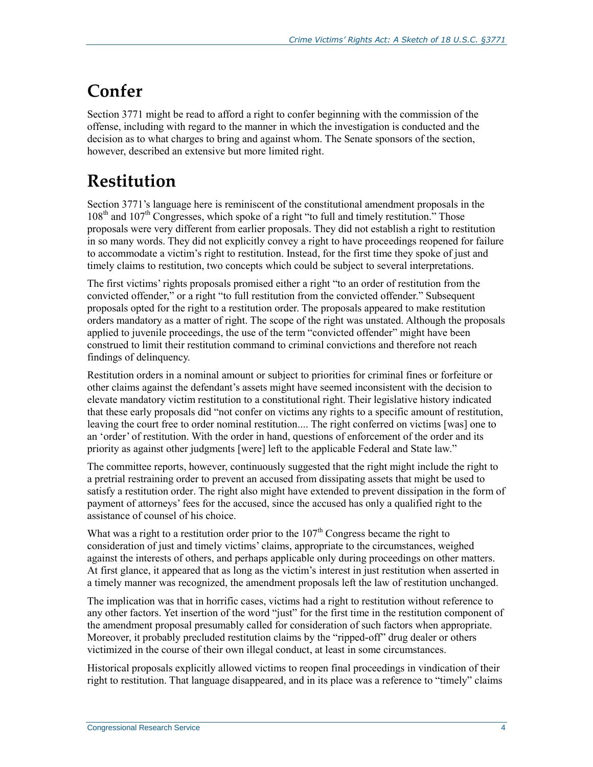## Confer

Section 3771 might be read to afford a right to confer beginning with the commission of the offense, including with regard to the manner in which the investigation is conducted and the decision as to what charges to bring and against whom. The Senate sponsors of the section, however, described an extensive but more limited right.

## Restitution

Section 3771's language here is reminiscent of the constitutional amendment proposals in the 108th and 107th Congresses, which spoke of a right "to full and timely restitution." Those proposals were very different from earlier proposals. They did not establish a right to restitution in so many words. They did not explicitly convey a right to have proceedings reopened for failure to accommodate a victim's right to restitution. Instead, for the first time they spoke of just and timely claims to restitution, two concepts which could be subject to several interpretations.

The first victims' rights proposals promised either a right "to an order of restitution from the convicted offender," or a right "to full restitution from the convicted offender." Subsequent proposals opted for the right to a restitution order. The proposals appeared to make restitution orders mandatory as a matter of right. The scope of the right was unstated. Although the proposals applied to juvenile proceedings, the use of the term "convicted offender" might have been construed to limit their restitution command to criminal convictions and therefore not reach findings of delinquency.

Restitution orders in a nominal amount or subject to priorities for criminal fines or forfeiture or other claims against the defendant's assets might have seemed inconsistent with the decision to elevate mandatory victim restitution to a constitutional right. Their legislative history indicated that these early proposals did "not confer on victims any rights to a specific amount of restitution, leaving the court free to order nominal restitution.... The right conferred on victims [was] one to an 'order' of restitution. With the order in hand, questions of enforcement of the order and its priority as against other judgments [were] left to the applicable Federal and State law."

The committee reports, however, continuously suggested that the right might include the right to a pretrial restraining order to prevent an accused from dissipating assets that might be used to satisfy a restitution order. The right also might have extended to prevent dissipation in the form of payment of attorneys' fees for the accused, since the accused has only a qualified right to the assistance of counsel of his choice.

What was a right to a restitution order prior to the 107th Congress became the right to consideration of just and timely victims' claims, appropriate to the circumstances, weighed against the interests of others, and perhaps applicable only during proceedings on other matters. At first glance, it appeared that as long as the victim's interest in just restitution when asserted in a timely manner was recognized, the amendment proposals left the law of restitution unchanged.

The implication was that in horrific cases, victims had a right to restitution without reference to any other factors. Yet insertion of the word "just" for the first time in the restitution component of the amendment proposal presumably called for consideration of such factors when appropriate. Moreover, it probably precluded restitution claims by the "ripped-off" drug dealer or others victimized in the course of their own illegal conduct, at least in some circumstances.

Historical proposals explicitly allowed victims to reopen final proceedings in vindication of their right to restitution. That language disappeared, and in its place was a reference to "timely" claims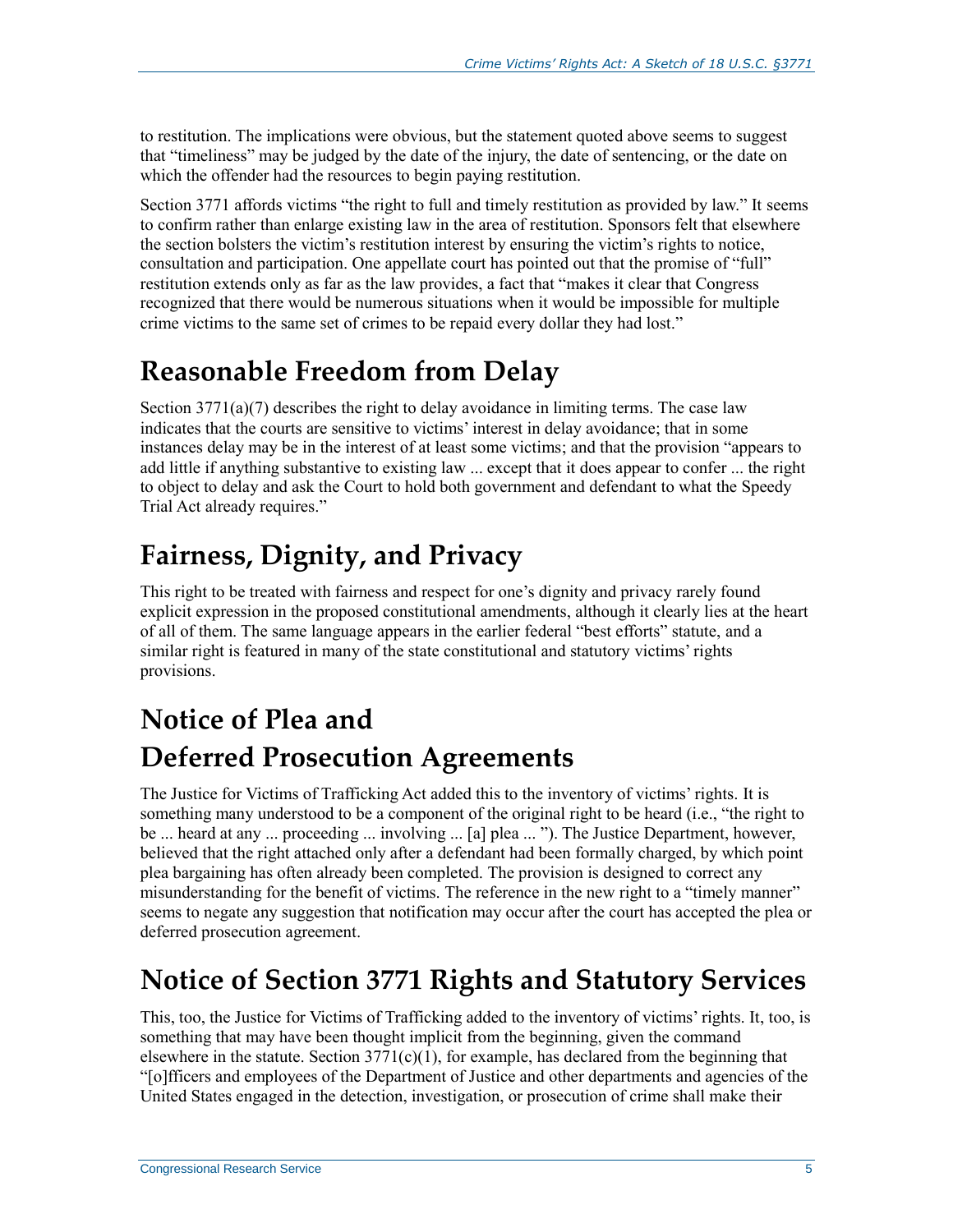to restitution. The implications were obvious, but the statement quoted above seems to suggest that "timeliness" may be judged by the date of the injury, the date of sentencing, or the date on which the offender had the resources to begin paying restitution.

Section 3771 affords victims "the right to full and timely restitution as provided by law." It seems to confirm rather than enlarge existing law in the area of restitution. Sponsors felt that elsewhere the section bolsters the victim's restitution interest by ensuring the victim's rights to notice, consultation and participation. One appellate court has pointed out that the promise of "full" restitution extends only as far as the law provides, a fact that "makes it clear that Congress recognized that there would be numerous situations when it would be impossible for multiple crime victims to the same set of crimes to be repaid every dollar they had lost."

## Reasonable Freedom from Delay

Section 3771(a)(7) describes the right to delay avoidance in limiting terms. The case law indicates that the courts are sensitive to victims' interest in delay avoidance; that in some instances delay may be in the interest of at least some victims; and that the provision "appears to add little if anything substantive to existing law ... except that it does appear to confer ... the right to object to delay and ask the Court to hold both government and defendant to what the Speedy Trial Act already requires."

## Fairness, Dignity, and Privacy

This right to be treated with fairness and respect for one's dignity and privacy rarely found explicit expression in the proposed constitutional amendments, although it clearly lies at the heart of all of them. The same language appears in the earlier federal "best efforts" statute, and a similar right is featured in many of the state constitutional and statutory victims' rights provisions.

## Notice of Plea and Deferred Prosecution Agreements

The Justice for Victims of Trafficking Act added this to the inventory of victims' rights. It is something many understood to be a component of the original right to be heard (i.e., "the right to be ... heard at any ... proceeding ... involving ... [a] plea ... "). The Justice Department, however, believed that the right attached only after a defendant had been formally charged, by which point plea bargaining has often already been completed. The provision is designed to correct any misunderstanding for the benefit of victims. The reference in the new right to a "timely manner" seems to negate any suggestion that notification may occur after the court has accepted the plea or deferred prosecution agreement.

## Notice of Section 3771 Rights and Statutory Services

This, too, the Justice for Victims of Trafficking added to the inventory of victims' rights. It, too, is something that may have been thought implicit from the beginning, given the command elsewhere in the statute. Section 3771(c)(1), for example, has declared from the beginning that "[o]fficers and employees of the Department of Justice and other departments and agencies of the United States engaged in the detection, investigation, or prosecution of crime shall make their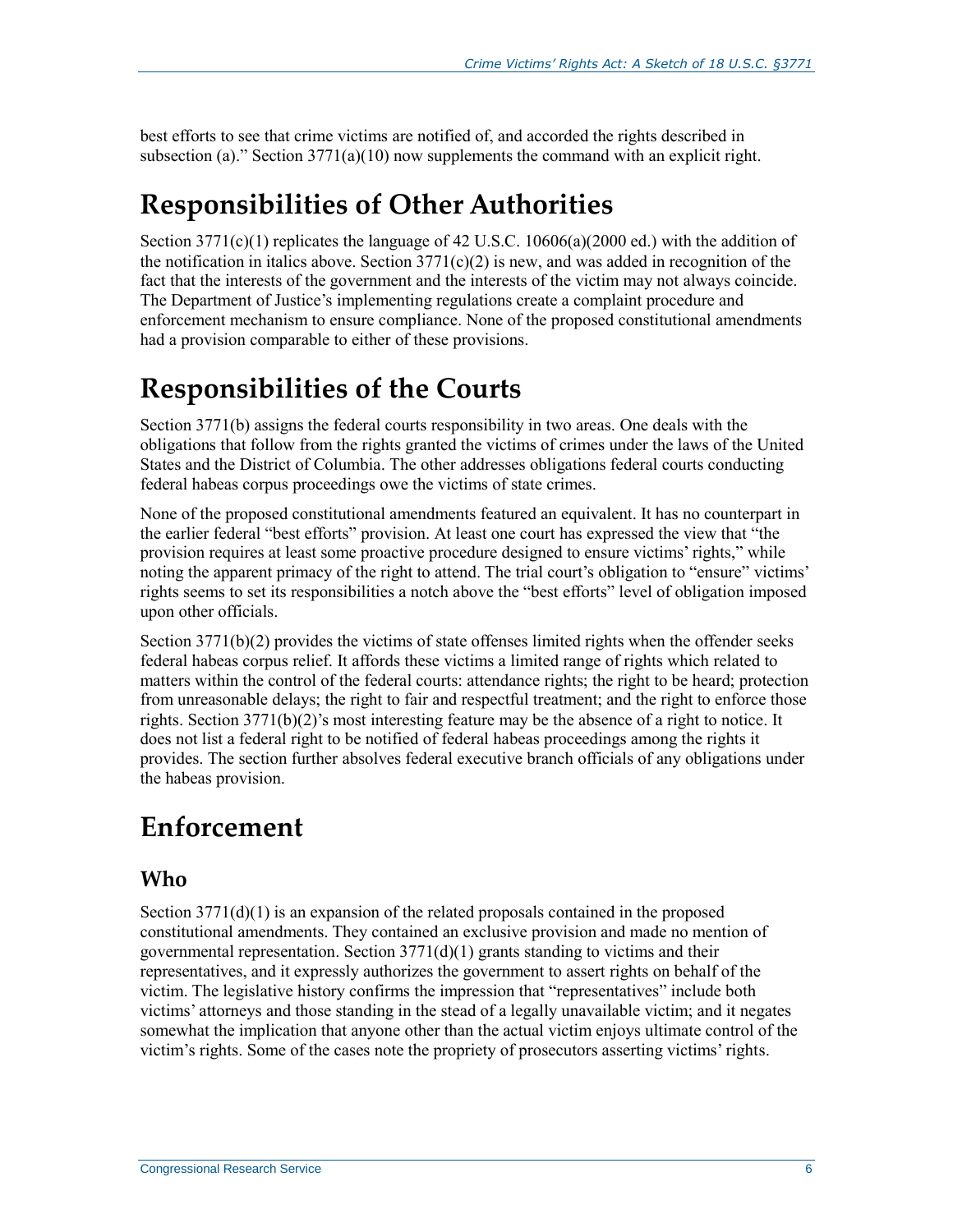best efforts to see that crime victims are notified of, and accorded the rights described in subsection (a)." Section 3771(a)(10) now supplements the command with an explicit right.

# Responsibilities of Other Authorities

Section 3771(c)(1) replicates the language of 42 U.S.C. 10606(a)(2000 ed.) with the addition of the notification in italics above. Section 3771(c)(2) is new, and was added in recognition of the fact that the interests of the government and the interests of the victim may not always coincide. The Department of Justice's implementing regulations create a complaint procedure and enforcement mechanism to ensure compliance. None of the proposed constitutional amendments had a provision comparable to either of these provisions.

# Responsibilities of the Courts

Section 3771(b) assigns the federal courts responsibility in two areas. One deals with the obligations that follow from the rights granted the victims of crimes under the laws of the United States and the District of Columbia. The other addresses obligations federal courts conducting federal habeas corpus proceedings owe the victims of state crimes.

None of the proposed constitutional amendments featured an equivalent. It has no counterpart in the earlier federal "best efforts" provision. At least one court has expressed the view that "the provision requires at least some proactive procedure designed to ensure victims' rights," while noting the apparent primacy of the right to attend. The trial court's obligation to "ensure" victims' rights seems to set its responsibilities a notch above the "best efforts" level of obligation imposed upon other officials.

Section 3771(b)(2) provides the victims of state offenses limited rights when the offender seeks federal habeas corpus relief. It affords these victims a limited range of rights which related to matters within the control of the federal courts: attendance rights; the right to be heard; protection from unreasonable delays; the right to fair and respectful treatment; and the right to enforce those rights. Section 3771(b)(2)'s most interesting feature may be the absence of a right to notice. It does not list a federal right to be notified of federal habeas proceedings among the rights it provides. The section further absolves federal executive branch officials of any obligations under the habeas provision.

# Enforcement

## Who

Section 3771(d)(1) is an expansion of the related proposals contained in the proposed constitutional amendments. They contained an exclusive provision and made no mention of governmental representation. Section 3771(d)(1) grants standing to victims and their representatives, and it expressly authorizes the government to assert rights on behalf of the victim. The legislative history confirms the impression that "representatives" include both victims' attorneys and those standing in the stead of a legally unavailable victim; and it negates somewhat the implication that anyone other than the actual victim enjoys ultimate control of the victim's rights. Some of the cases note the propriety of prosecutors asserting victims' rights.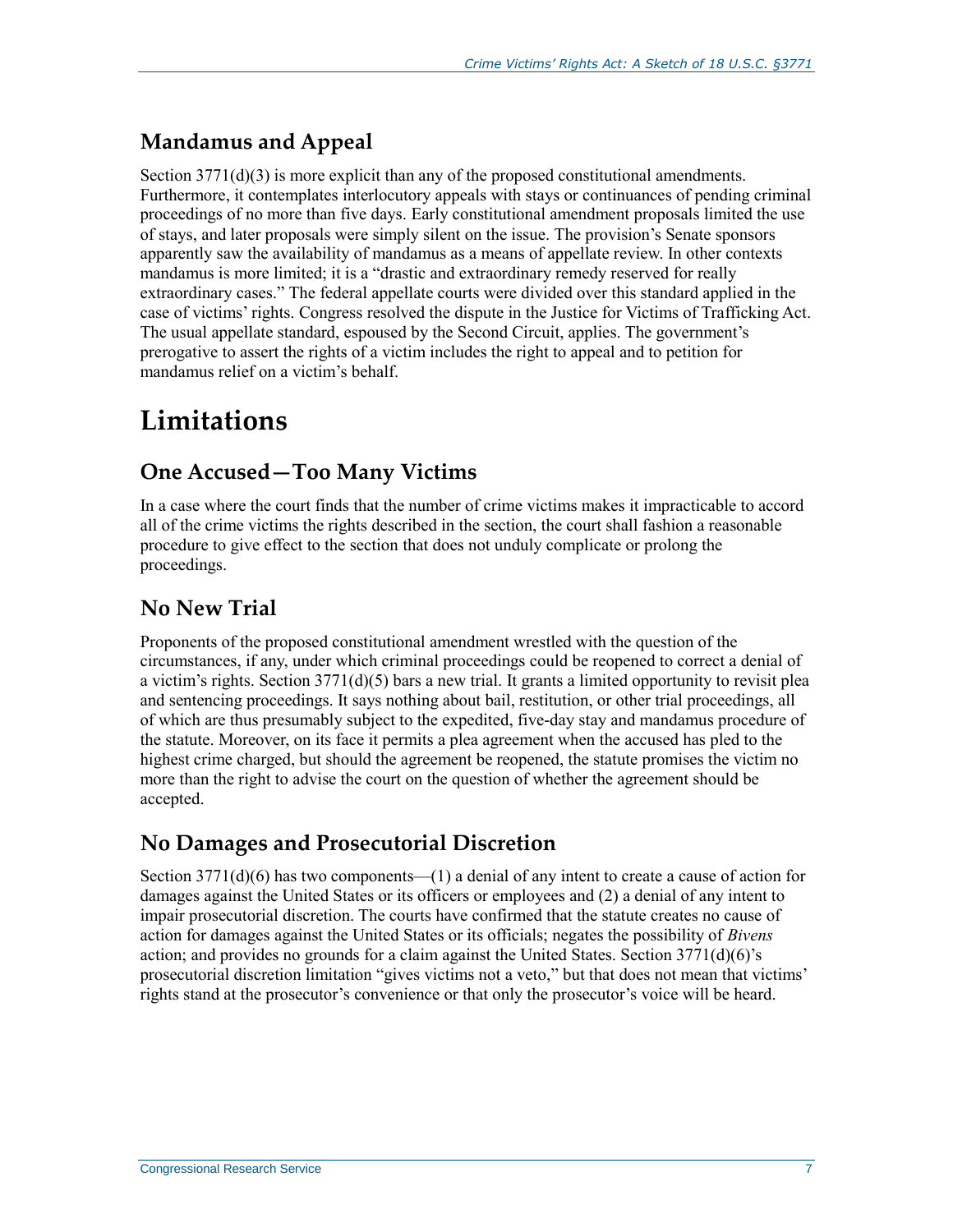### Mandamus and Appeal

Section 3771(d)(3) is more explicit than any of the proposed constitutional amendments. Furthermore, it contemplates interlocutory appeals with stays or continuances of pending criminal proceedings of no more than five days. Early constitutional amendment proposals limited the use of stays, and later proposals were simply silent on the issue. The provision's Senate sponsors apparently saw the availability of mandamus as a means of appellate review. In other contexts mandamus is more limited; it is a "drastic and extraordinary remedy reserved for really extraordinary cases." The federal appellate courts were divided over this standard applied in the case of victims' rights. Congress resolved the dispute in the Justice for Victims of Trafficking Act. The usual appellate standard, espoused by the Second Circuit, applies. The government's prerogative to assert the rights of a victim includes the right to appeal and to petition for mandamus relief on a victim's behalf.

## Limitations

### One Accused—Too Many Victims

In a case where the court finds that the number of crime victims makes it impracticable to accord all of the crime victims the rights described in the section, the court shall fashion a reasonable procedure to give effect to the section that does not unduly complicate or prolong the proceedings.

### No New Trial

Proponents of the proposed constitutional amendment wrestled with the question of the circumstances, if any, under which criminal proceedings could be reopened to correct a denial of a victim's rights. Section 3771(d)(5) bars a new trial. It grants a limited opportunity to revisit plea and sentencing proceedings. It says nothing about bail, restitution, or other trial proceedings, all of which are thus presumably subject to the expedited, five-day stay and mandamus procedure of the statute. Moreover, on its face it permits a plea agreement when the accused has pled to the highest crime charged, but should the agreement be reopened, the statute promises the victim no more than the right to advise the court on the question of whether the agreement should be accepted.

### No Damages and Prosecutorial Discretion

Section 3771(d)(6) has two components—(1) a denial of any intent to create a cause of action for damages against the United States or its officers or employees and (2) a denial of any intent to impair prosecutorial discretion. The courts have confirmed that the statute creates no cause of action for damages against the United States or its officials; negates the possibility of *Bivens* action; and provides no grounds for a claim against the United States. Section 3771(d)(6)'s prosecutorial discretion limitation "gives victims not a veto," but that does not mean that victims' rights stand at the prosecutor's convenience or that only the prosecutor's voice will be heard.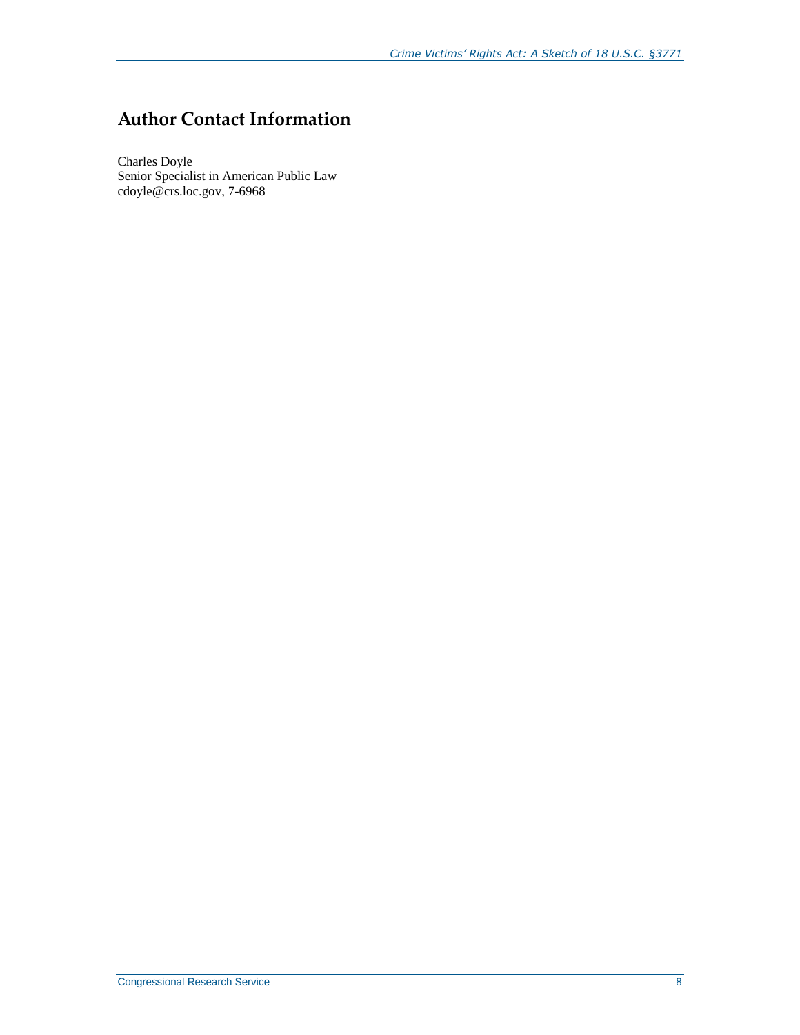## Author Contact Information

Charles Doyle
Senior Specialist in American Public Law
cdoyle@crs.loc.gov, 7-6968